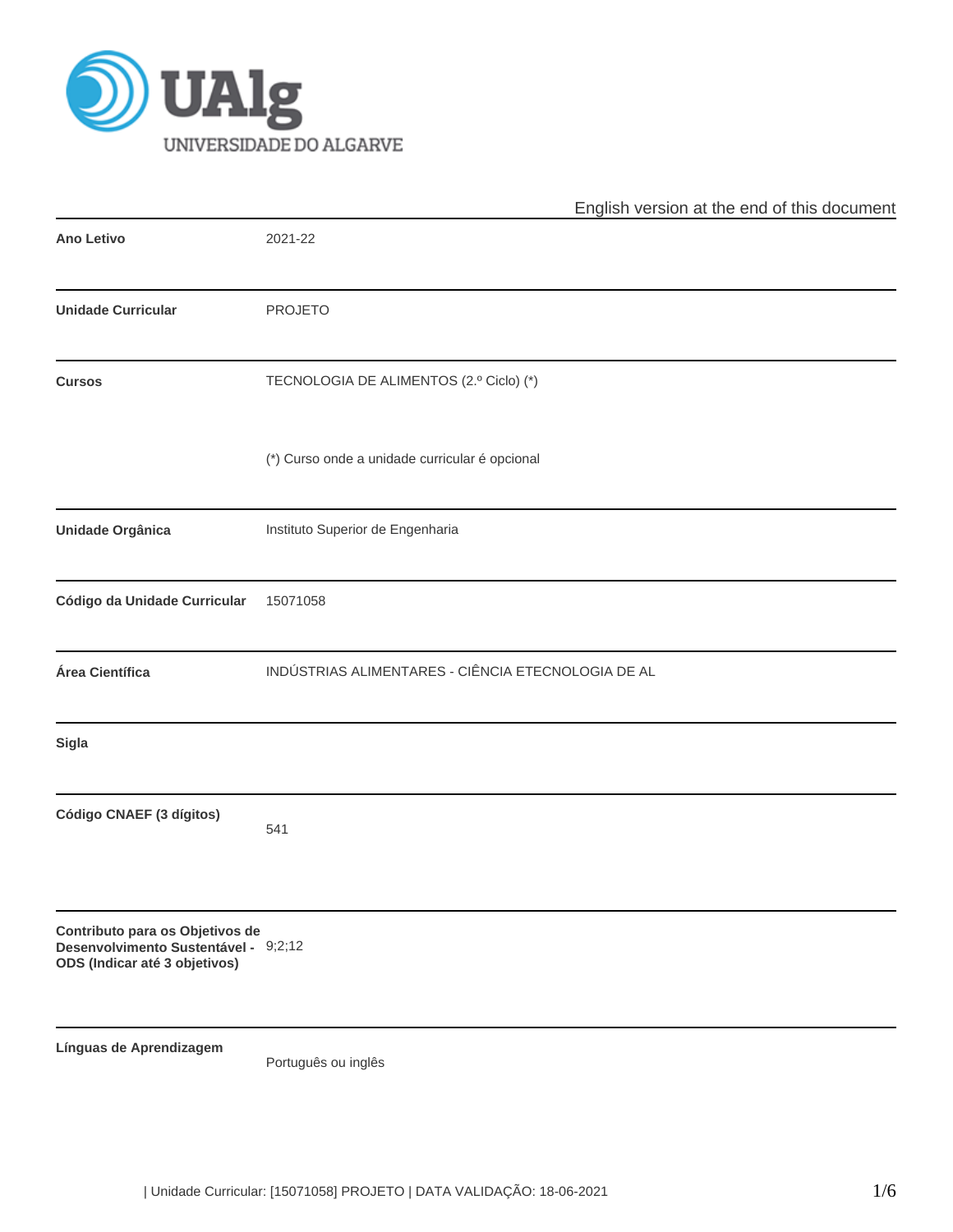UAlg UNIVERSIDADE DO ALGARVE

English version at the end of this document

| | |
|---|---|
| **Ano Letivo** | 2021-22 |
| **Unidade Curricular** | PROJETO |
| **Cursos** | TECNOLOGIA DE ALIMENTOS (2.º Ciclo) (*)<br><br>(*) Curso onde a unidade curricular é opcional |
| **Unidade Orgânica** | Instituto Superior de Engenharia |
| **Código da Unidade Curricular** | 15071058 |
| **Área Científica** | INDÚSTRIAS ALIMENTARES - CIÊNCIA ETECNOLOGIA DE AL |
| **Sigla** | |
| **Código CNAEF (3 dígitos)** | 541 |
| **Contributo para os Objetivos de Desenvolvimento Sustentável - ODS (Indicar até 3 objetivos)** | 9;2;12 |
| **Línguas de Aprendizagem** | Português ou inglês |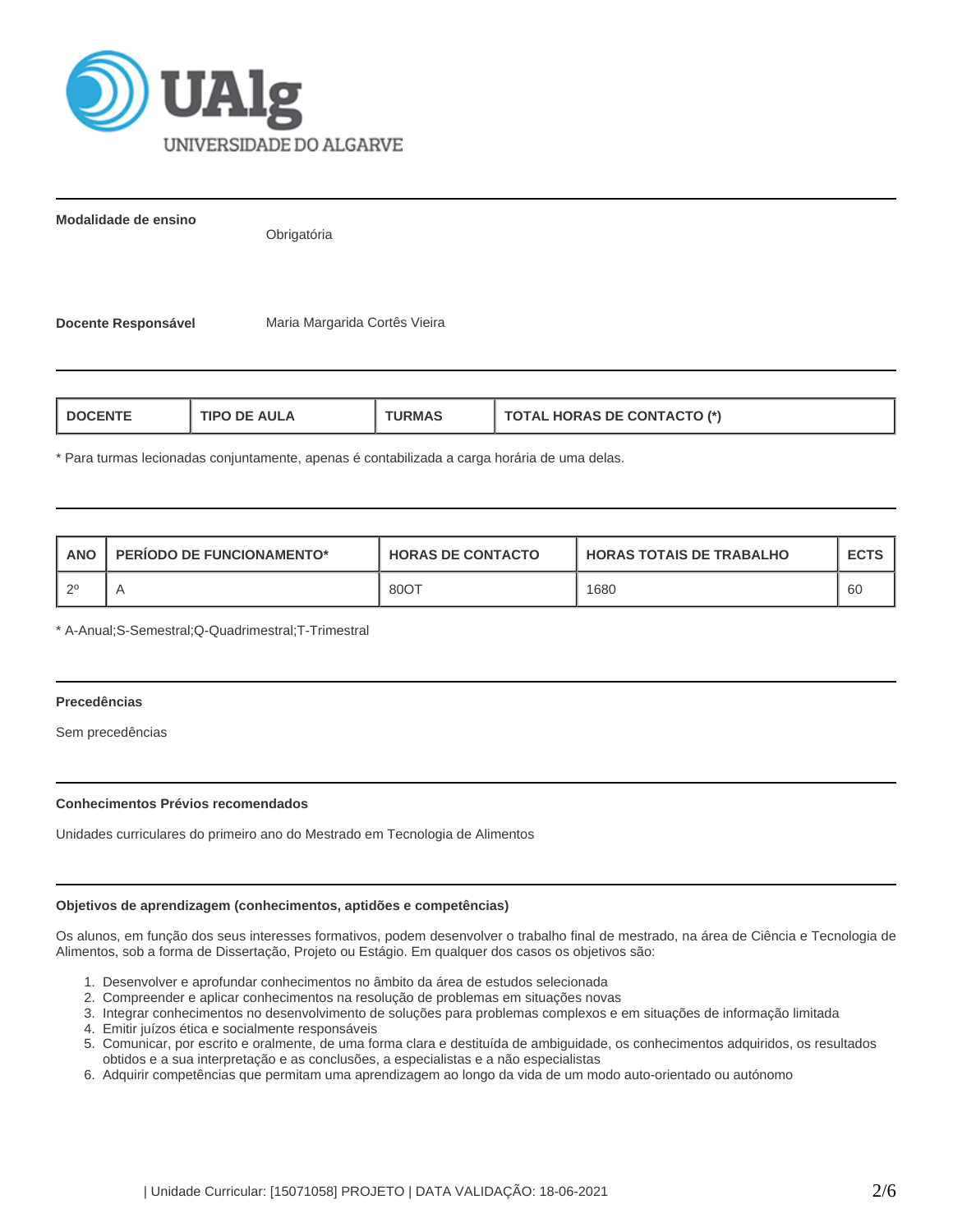**Modalidade de ensino**

Obrigatória

**Docente Responsável** Maria Margarida Cortês Vieira

| DOCENTE | TIPO DE AULA | TURMAS | TOTAL HORAS DE CONTACTO (*) |
| --- | --- | --- | --- |

* Para turmas lecionadas conjuntamente, apenas é contabilizada a carga horária de uma delas.

| ANO | PERÍODO DE FUNCIONAMENTO* | HORAS DE CONTACTO | HORAS TOTAIS DE TRABALHO | ECTS |
| --- | --- | --- | --- | --- |
| 2º | A | 80OT | 1680 | 60 |

* A-Anual;S-Semestral;Q-Quadrimestral;T-Trimestral

**Precedências**

Sem precedências

**Conhecimentos Prévios recomendados**

Unidades curriculares do primeiro ano do Mestrado em Tecnologia de Alimentos

**Objetivos de aprendizagem (conhecimentos, aptidões e competências)**

Os alunos, em função dos seus interesses formativos, podem desenvolver o trabalho final de mestrado, na área de Ciência e Tecnologia de Alimentos, sob a forma de Dissertação, Projeto ou Estágio. Em qualquer dos casos os objetivos são:

1. Desenvolver e aprofundar conhecimentos no âmbito da área de estudos selecionada
2. Compreender e aplicar conhecimentos na resolução de problemas em situações novas
3. Integrar conhecimentos no desenvolvimento de soluções para problemas complexos e em situações de informação limitada
4. Emitir juízos ética e socialmente responsáveis
5. Comunicar, por escrito e oralmente, de uma forma clara e destituída de ambiguidade, os conhecimentos adquiridos, os resultados obtidos e a sua interpretação e as conclusões, a especialistas e a não especialistas
6. Adquirir competências que permitam uma aprendizagem ao longo da vida de um modo auto-orientado ou autónomo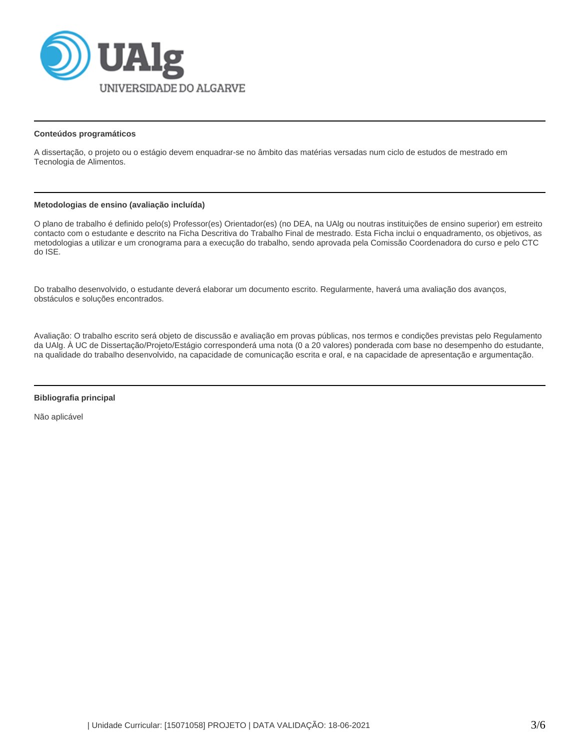## Conteúdos programáticos

A dissertação, o projeto ou o estágio devem enquadrar-se no âmbito das matérias versadas num ciclo de estudos de mestrado em Tecnologia de Alimentos.

## Metodologias de ensino (avaliação incluída)

O plano de trabalho é definido pelo(s) Professor(es) Orientador(es) (no DEA, na UAlg ou noutras instituições de ensino superior) em estreito contacto com o estudante e descrito na Ficha Descritiva do Trabalho Final de mestrado. Esta Ficha inclui o enquadramento, os objetivos, as metodologias a utilizar e um cronograma para a execução do trabalho, sendo aprovada pela Comissão Coordenadora do curso e pelo CTC do ISE.

Do trabalho desenvolvido, o estudante deverá elaborar um documento escrito. Regularmente, haverá uma avaliação dos avanços, obstáculos e soluções encontrados.

Avaliação: O trabalho escrito será objeto de discussão e avaliação em provas públicas, nos termos e condições previstas pelo Regulamento da UAlg. À UC de Dissertação/Projeto/Estágio corresponderá uma nota (0 a 20 valores) ponderada com base no desempenho do estudante, na qualidade do trabalho desenvolvido, na capacidade de comunicação escrita e oral, e na capacidade de apresentação e argumentação.

## Bibliografia principal

Não aplicável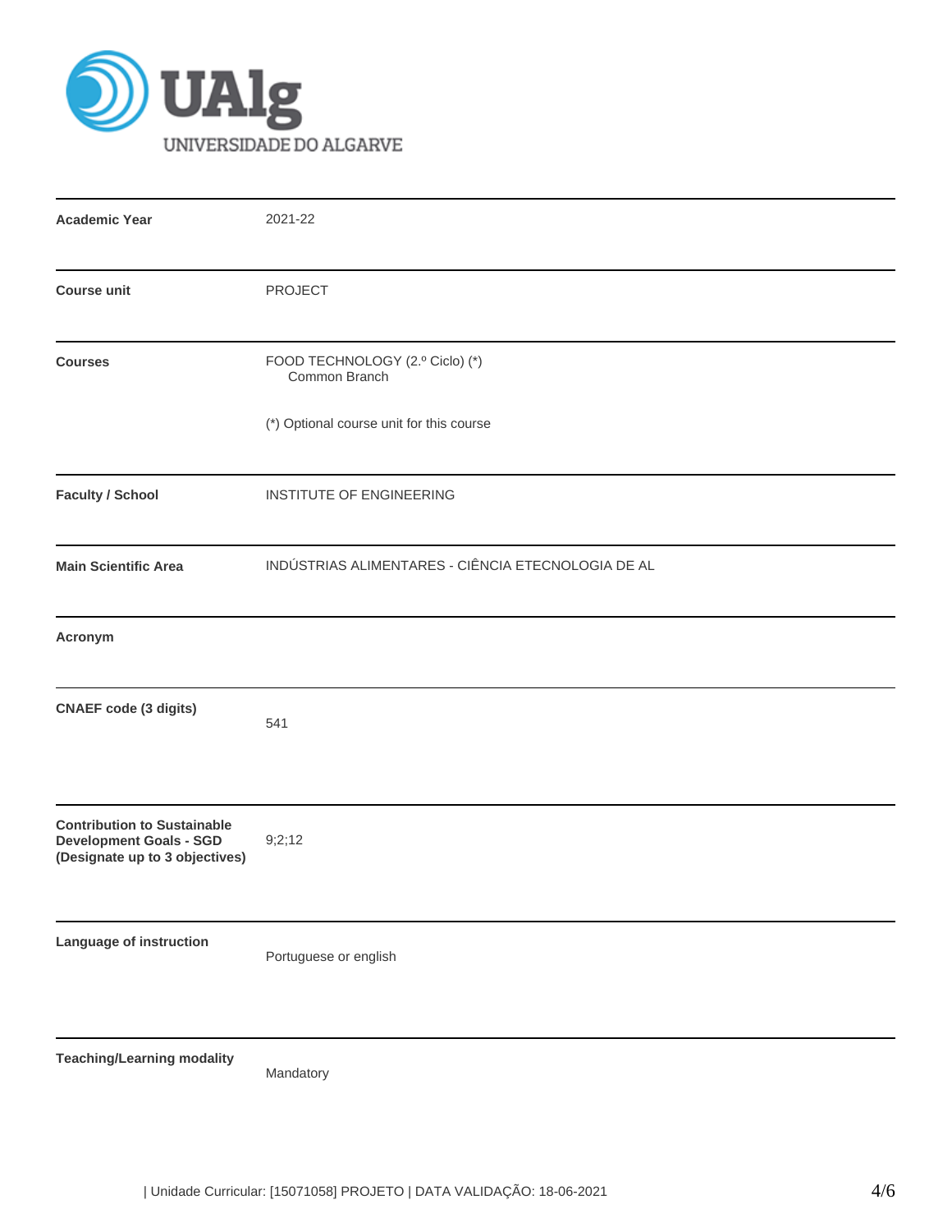| | |
|---|---|
| **Academic Year** | 2021-22 |
| **Course unit** | PROJECT |
| **Courses** | FOOD TECHNOLOGY (2.º Ciclo) (*)<br>Common Branch<br><br>(*) Optional course unit for this course |
| **Faculty / School** | INSTITUTE OF ENGINEERING |
| **Main Scientific Area** | INDÚSTRIAS ALIMENTARES - CIÊNCIA ETECNOLOGIA DE AL |
| **Acronym** | |
| **CNAEF code (3 digits)** | 541 |
| **Contribution to Sustainable Development Goals - SGD (Designate up to 3 objectives)** | 9;2;12 |
| **Language of instruction** | Portuguese or english |
| **Teaching/Learning modality** | Mandatory |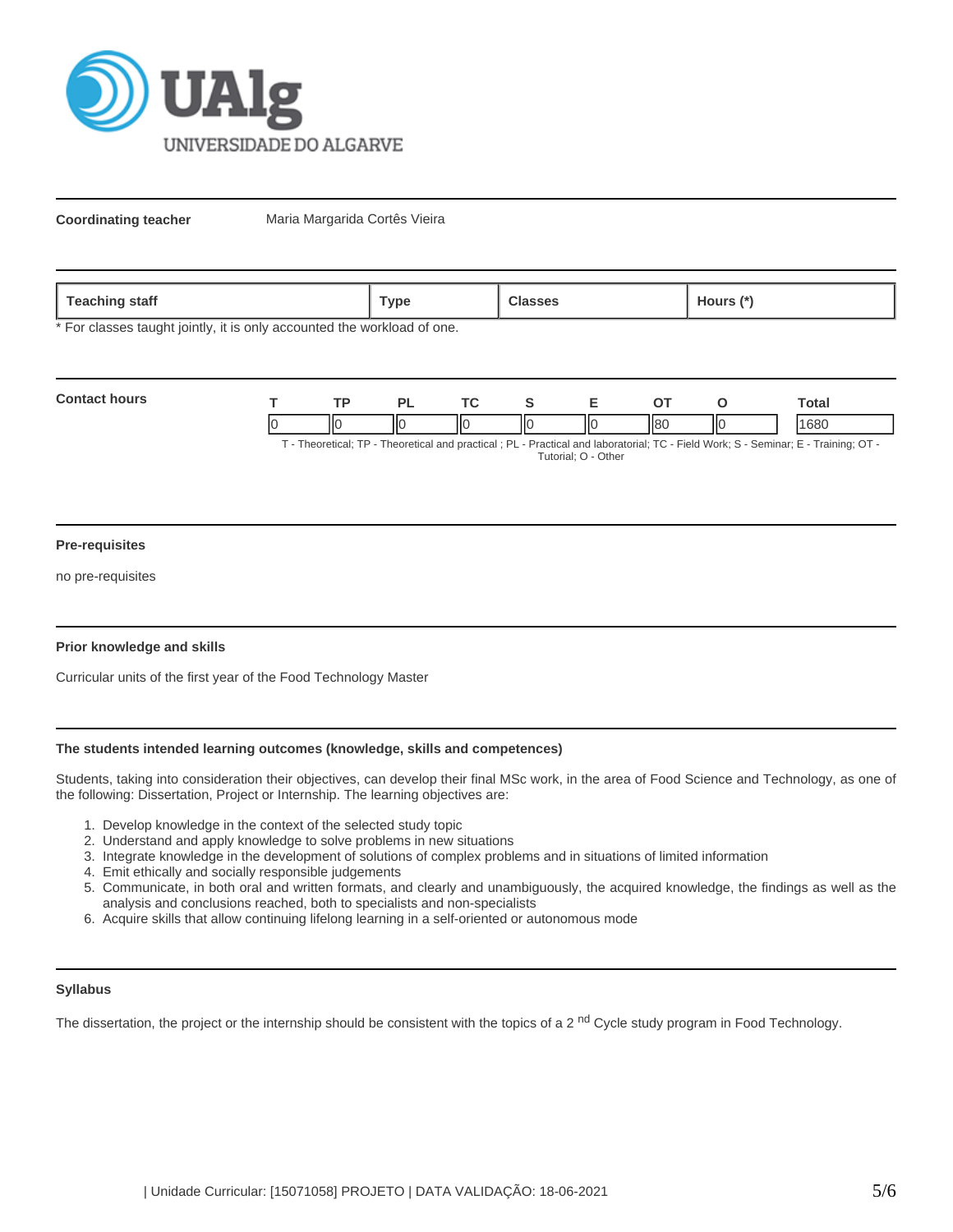**Coordinating teacher** Maria Margarida Cortês Vieira

| Teaching staff | Type | Classes | Hours (*) |
|---|---|---|---|

* For classes taught jointly, it is only accounted the workload of one.

**Contact hours**

| T | TP | PL | TC | S | E | OT | O | Total |
|---|---|---|---|---|---|---|---|---|
| 0 | 0 | 0 | 0 | 0 | 0 | 80 | 0 | 1680 |

T - Theoretical; TP - Theoretical and practical ; PL - Practical and laboratorial; TC - Field Work; S - Seminar; E - Training; OT - Tutorial; O - Other

**Pre-requisites**

no pre-requisites

**Prior knowledge and skills**

Curricular units of the first year of the Food Technology Master

**The students intended learning outcomes (knowledge, skills and competences)**

Students, taking into consideration their objectives, can develop their final MSc work, in the area of Food Science and Technology, as one of the following: Dissertation, Project or Internship. The learning objectives are:

1. Develop knowledge in the context of the selected study topic
2. Understand and apply knowledge to solve problems in new situations
3. Integrate knowledge in the development of solutions of complex problems and in situations of limited information
4. Emit ethically and socially responsible judgements
5. Communicate, in both oral and written formats, and clearly and unambiguously, the acquired knowledge, the findings as well as the analysis and conclusions reached, both to specialists and non-specialists
6. Acquire skills that allow continuing lifelong learning in a self-oriented or autonomous mode

**Syllabus**

The dissertation, the project or the internship should be consistent with the topics of a 2 nd Cycle study program in Food Technology.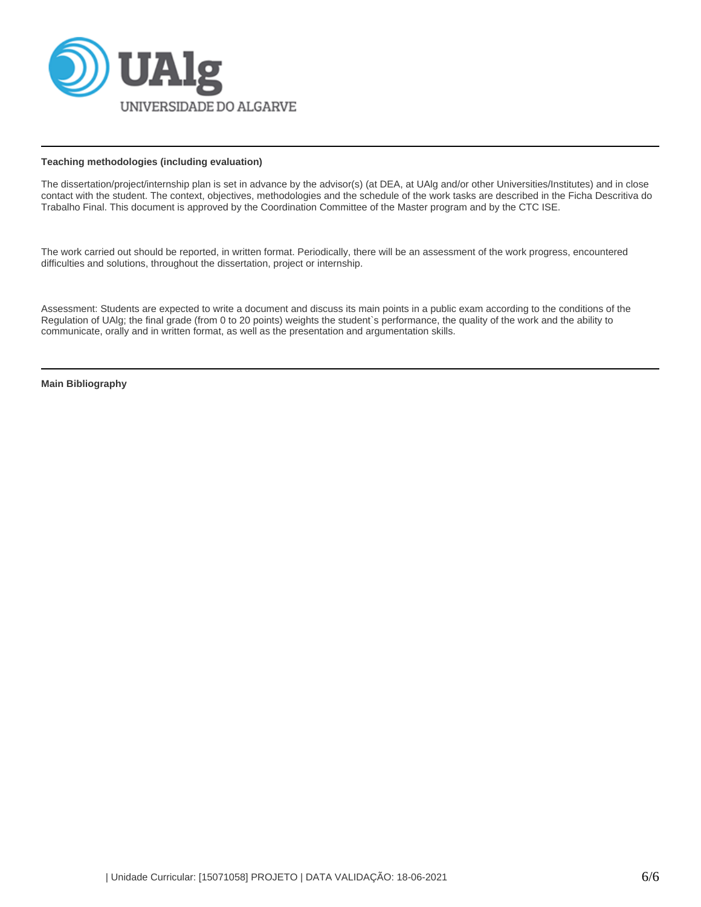**Teaching methodologies (including evaluation)**

The dissertation/project/internship plan is set in advance by the advisor(s) (at DEA, at UAlg and/or other Universities/Institutes) and in close contact with the student. The context, objectives, methodologies and the schedule of the work tasks are described in the Ficha Descritiva do Trabalho Final. This document is approved by the Coordination Committee of the Master program and by the CTC ISE.

The work carried out should be reported, in written format. Periodically, there will be an assessment of the work progress, encountered difficulties and solutions, throughout the dissertation, project or internship.

Assessment: Students are expected to write a document and discuss its main points in a public exam according to the conditions of the Regulation of UAlg; the final grade (from 0 to 20 points) weights the student`s performance, the quality of the work and the ability to communicate, orally and in written format, as well as the presentation and argumentation skills.

**Main Bibliography**